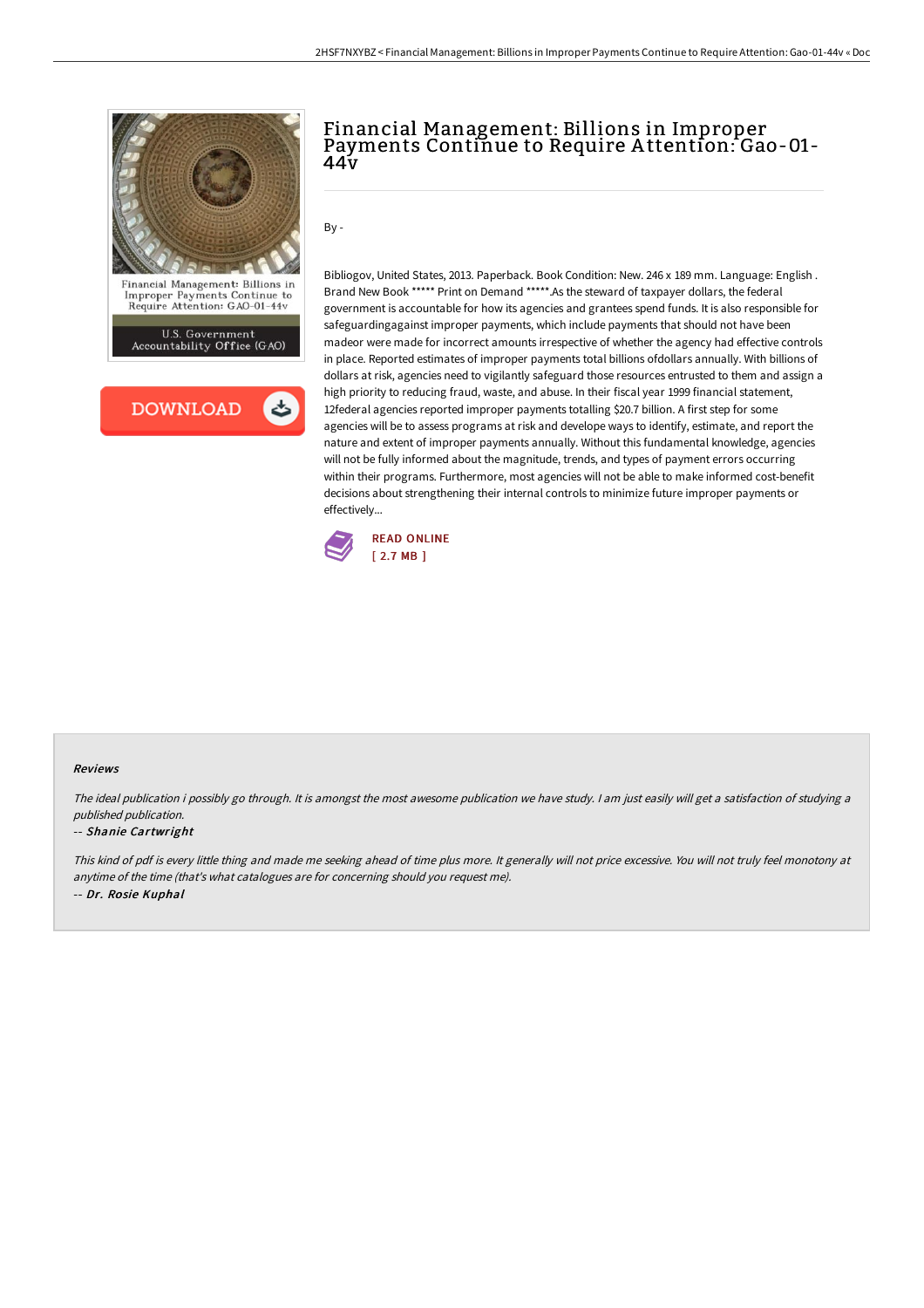# Financial Management: Billions in Improper Payments Continue to Require Attention: Gao-01-44v

By -

Bibliogov, United States, 2013. Paperback. Book Condition: New. 246 x 189 mm. Language: English . Brand New Book ***** Print on Demand *****.As the steward of taxpayer dollars, the federal government is accountable for how its agencies and grantees spend funds. It is also responsible for safeguardingagainst improper payments, which include payments that should not have been madeor were made for incorrect amounts irrespective of whether the agency had effective controls in place. Reported estimates of improper payments total billions ofdollars annually. With billions of dollars at risk, agencies need to vigilantly safeguard those resources entrusted to them and assign a high priority to reducing fraud, waste, and abuse. In their fiscal year 1999 financial statement, 12federal agencies reported improper payments totalling $20.7 billion. A first step for some agencies will be to assess programs at risk and develope ways to identify, estimate, and report the nature and extent of improper payments annually. Without this fundamental knowledge, agencies will not be fully informed about the magnitude, trends, and types of payment errors occurring within their programs. Furthermore, most agencies will not be able to make informed cost-benefit decisions about strengthening their internal controls to minimize future improper payments or effectively...

READ ONLINE
[ 2.7 MB ]

#### Reviews

*The ideal publication i possibly go through. It is amongst the most awesome publication we have study. I am just easily will get a satisfaction of studying a published publication.*

-- ***Shanie Cartwright***

*This kind of pdf is every little thing and made me seeking ahead of time plus more. It generally will not price excessive. You will not truly feel monotony at anytime of the time (that's what catalogues are for concerning should you request me).*

-- ***Dr. Rosie Kuphal***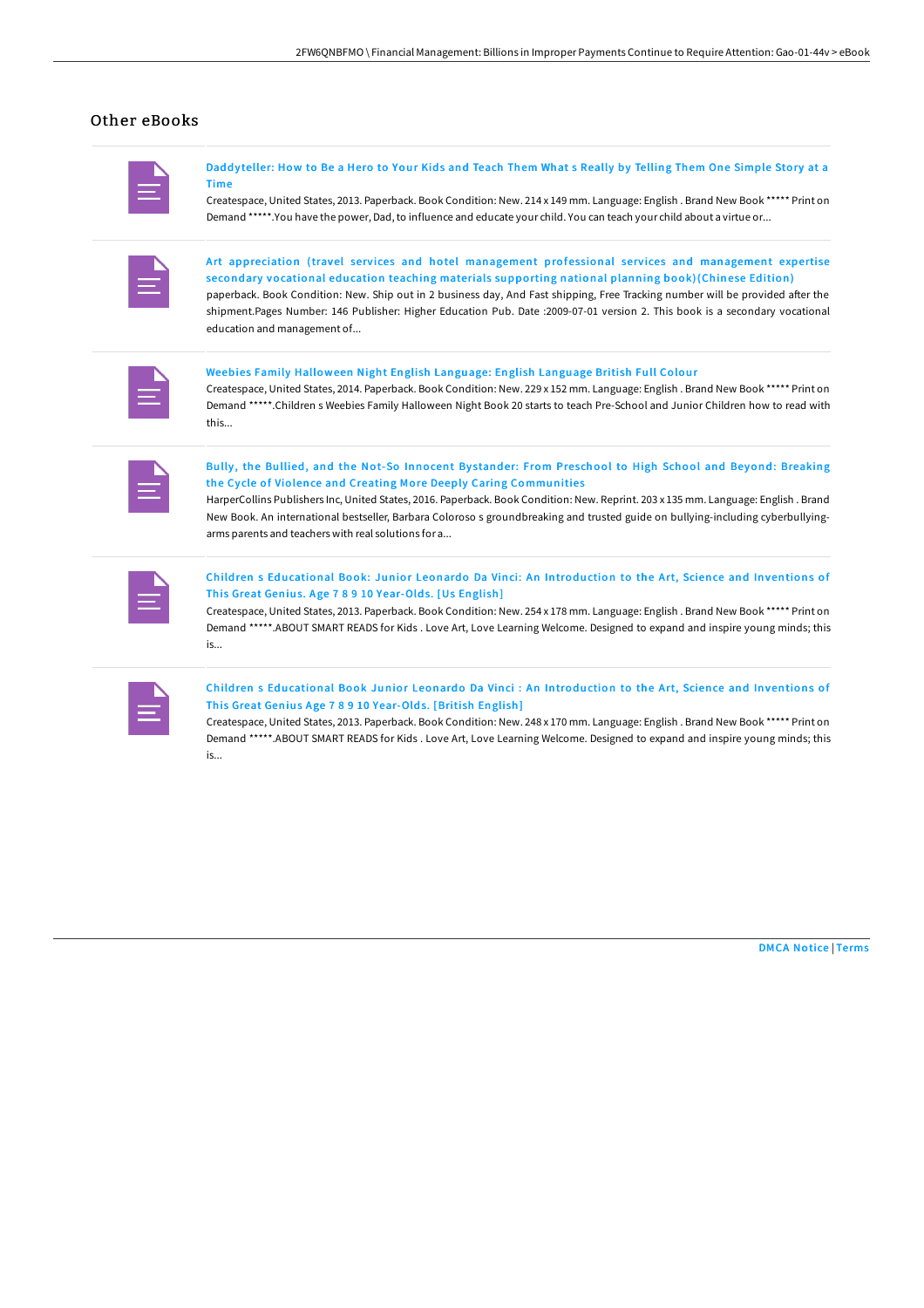## Other eBooks

**Daddyteller: How to Be a Hero to Your Kids and Teach Them What s Really by Telling Them One Simple Story at a Time**

Createspace, United States, 2013. Paperback. Book Condition: New. 214 x 149 mm. Language: English . Brand New Book ***** Print on Demand *****.You have the power, Dad, to influence and educate your child. You can teach your child about a virtue or...

**Art appreciation (travel services and hotel management professional services and management expertise secondary vocational education teaching materials supporting national planning book)(Chinese Edition)**

paperback. Book Condition: New. Ship out in 2 business day, And Fast shipping, Free Tracking number will be provided after the shipment.Pages Number: 146 Publisher: Higher Education Pub. Date :2009-07-01 version 2. This book is a secondary vocational education and management of...

**Weebies Family Halloween Night English Language: English Language British Full Colour**

Createspace, United States, 2014. Paperback. Book Condition: New. 229 x 152 mm. Language: English . Brand New Book ***** Print on Demand *****.Children s Weebies Family Halloween Night Book 20 starts to teach Pre-School and Junior Children how to read with this...

**Bully, the Bullied, and the Not-So Innocent Bystander: From Preschool to High School and Beyond: Breaking the Cycle of Violence and Creating More Deeply Caring Communities**

HarperCollins Publishers Inc, United States, 2016. Paperback. Book Condition: New. Reprint. 203 x 135 mm. Language: English . Brand New Book. An international bestseller, Barbara Coloroso s groundbreaking and trusted guide on bullying-including cyberbullying-arms parents and teachers with real solutions for a...

**Children s Educational Book: Junior Leonardo Da Vinci: An Introduction to the Art, Science and Inventions of This Great Genius. Age 7 8 9 10 Year-Olds. [Us English]**

Createspace, United States, 2013. Paperback. Book Condition: New. 254 x 178 mm. Language: English . Brand New Book ***** Print on Demand *****.ABOUT SMART READS for Kids . Love Art, Love Learning Welcome. Designed to expand and inspire young minds; this is...

**Children s Educational Book Junior Leonardo Da Vinci : An Introduction to the Art, Science and Inventions of This Great Genius Age 7 8 9 10 Year-Olds. [British English]**

Createspace, United States, 2013. Paperback. Book Condition: New. 248 x 170 mm. Language: English . Brand New Book ***** Print on Demand *****.ABOUT SMART READS for Kids . Love Art, Love Learning Welcome. Designed to expand and inspire young minds; this is...

DMCA Notice | Terms